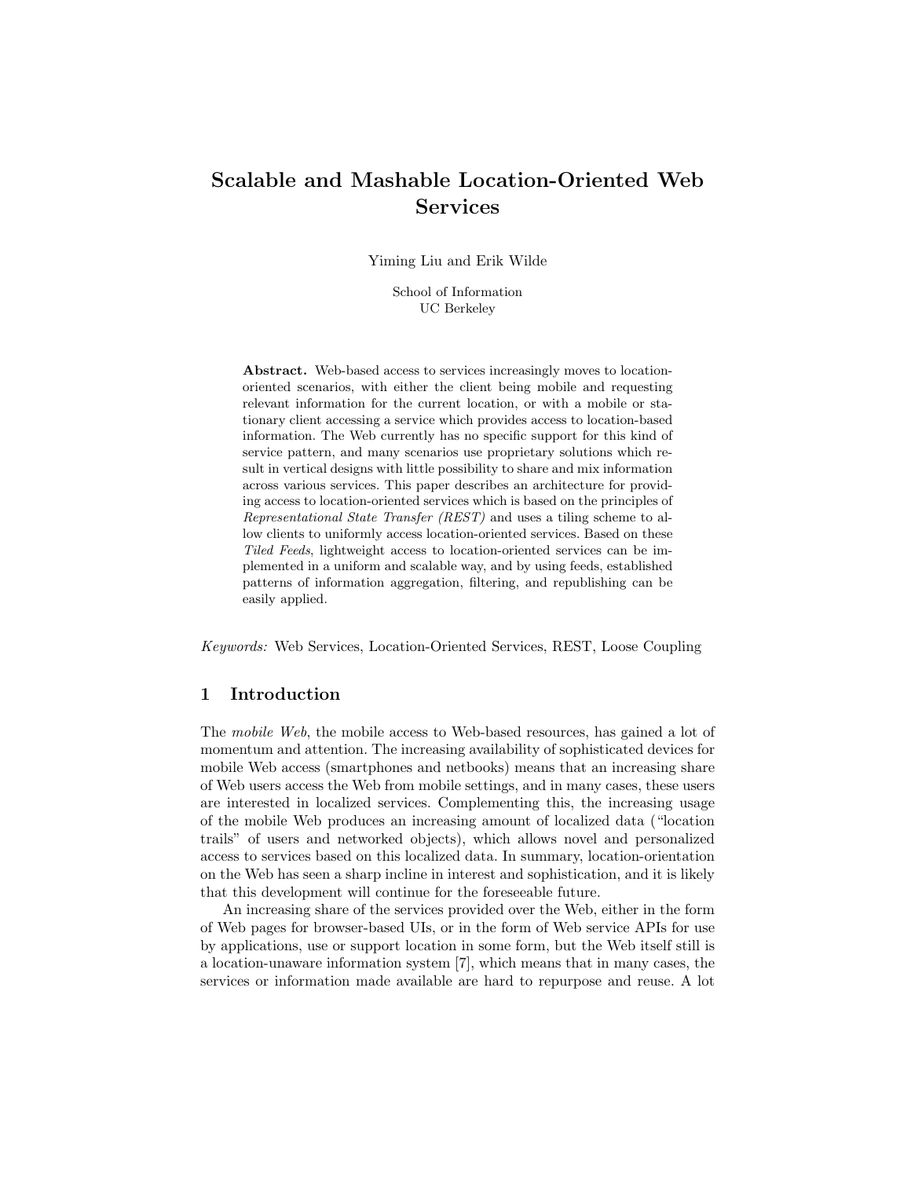# Scalable and Mashable Location-Oriented Web Services

Yiming Liu and Erik Wilde

School of Information
UC Berkeley

**Abstract.** Web-based access to services increasingly moves to location-oriented scenarios, with either the client being mobile and requesting relevant information for the current location, or with a mobile or stationary client accessing a service which provides access to location-based information. The Web currently has no specific support for this kind of service pattern, and many scenarios use proprietary solutions which result in vertical designs with little possibility to share and mix information across various services. This paper describes an architecture for providing access to location-oriented services which is based on the principles of *Representational State Transfer (REST)* and uses a tiling scheme to allow clients to uniformly access location-oriented services. Based on these *Tiled Feeds*, lightweight access to location-oriented services can be implemented in a uniform and scalable way, and by using feeds, established patterns of information aggregation, filtering, and republishing can be easily applied.

*Keywords:* Web Services, Location-Oriented Services, REST, Loose Coupling

## 1 Introduction

The *mobile Web*, the mobile access to Web-based resources, has gained a lot of momentum and attention. The increasing availability of sophisticated devices for mobile Web access (smartphones and netbooks) means that an increasing share of Web users access the Web from mobile settings, and in many cases, these users are interested in localized services. Complementing this, the increasing usage of the mobile Web produces an increasing amount of localized data ("location trails" of users and networked objects), which allows novel and personalized access to services based on this localized data. In summary, location-orientation on the Web has seen a sharp incline in interest and sophistication, and it is likely that this development will continue for the foreseeable future.

An increasing share of the services provided over the Web, either in the form of Web pages for browser-based UIs, or in the form of Web service APIs for use by applications, use or support location in some form, but the Web itself still is a location-unaware information system [7], which means that in many cases, the services or information made available are hard to repurpose and reuse. A lot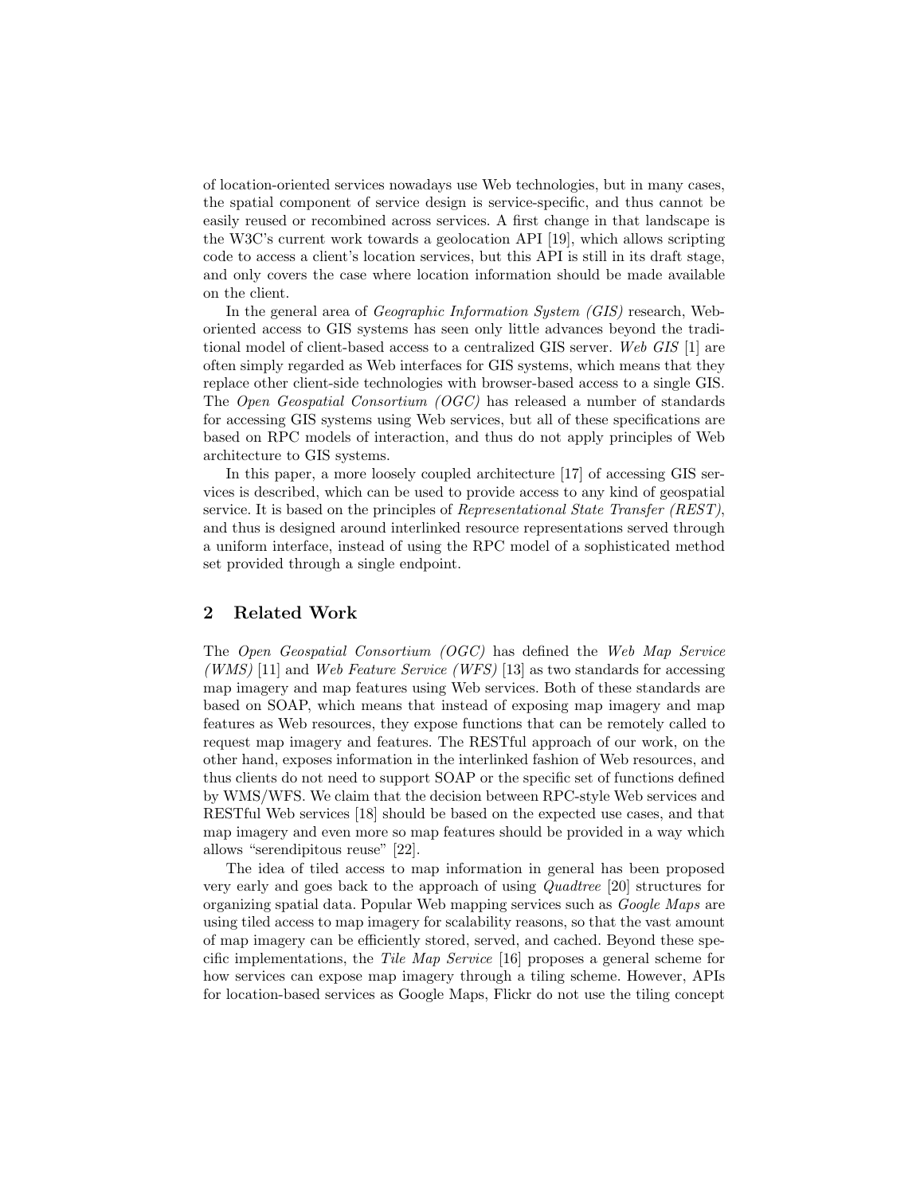of location-oriented services nowadays use Web technologies, but in many cases, the spatial component of service design is service-specific, and thus cannot be easily reused or recombined across services. A first change in that landscape is the W3C's current work towards a geolocation API [19], which allows scripting code to access a client's location services, but this API is still in its draft stage, and only covers the case where location information should be made available on the client.

In the general area of *Geographic Information System (GIS)* research, Web-oriented access to GIS systems has seen only little advances beyond the traditional model of client-based access to a centralized GIS server. *Web GIS* [1] are often simply regarded as Web interfaces for GIS systems, which means that they replace other client-side technologies with browser-based access to a single GIS. The *Open Geospatial Consortium (OGC)* has released a number of standards for accessing GIS systems using Web services, but all of these specifications are based on RPC models of interaction, and thus do not apply principles of Web architecture to GIS systems.

In this paper, a more loosely coupled architecture [17] of accessing GIS services is described, which can be used to provide access to any kind of geospatial service. It is based on the principles of *Representational State Transfer (REST)*, and thus is designed around interlinked resource representations served through a uniform interface, instead of using the RPC model of a sophisticated method set provided through a single endpoint.

## 2 Related Work

The *Open Geospatial Consortium (OGC)* has defined the *Web Map Service (WMS)* [11] and *Web Feature Service (WFS)* [13] as two standards for accessing map imagery and map features using Web services. Both of these standards are based on SOAP, which means that instead of exposing map imagery and map features as Web resources, they expose functions that can be remotely called to request map imagery and features. The RESTful approach of our work, on the other hand, exposes information in the interlinked fashion of Web resources, and thus clients do not need to support SOAP or the specific set of functions defined by WMS/WFS. We claim that the decision between RPC-style Web services and RESTful Web services [18] should be based on the expected use cases, and that map imagery and even more so map features should be provided in a way which allows "serendipitous reuse" [22].

The idea of tiled access to map information in general has been proposed very early and goes back to the approach of using *Quadtree* [20] structures for organizing spatial data. Popular Web mapping services such as *Google Maps* are using tiled access to map imagery for scalability reasons, so that the vast amount of map imagery can be efficiently stored, served, and cached. Beyond these specific implementations, the *Tile Map Service* [16] proposes a general scheme for how services can expose map imagery through a tiling scheme. However, APIs for location-based services as Google Maps, Flickr do not use the tiling concept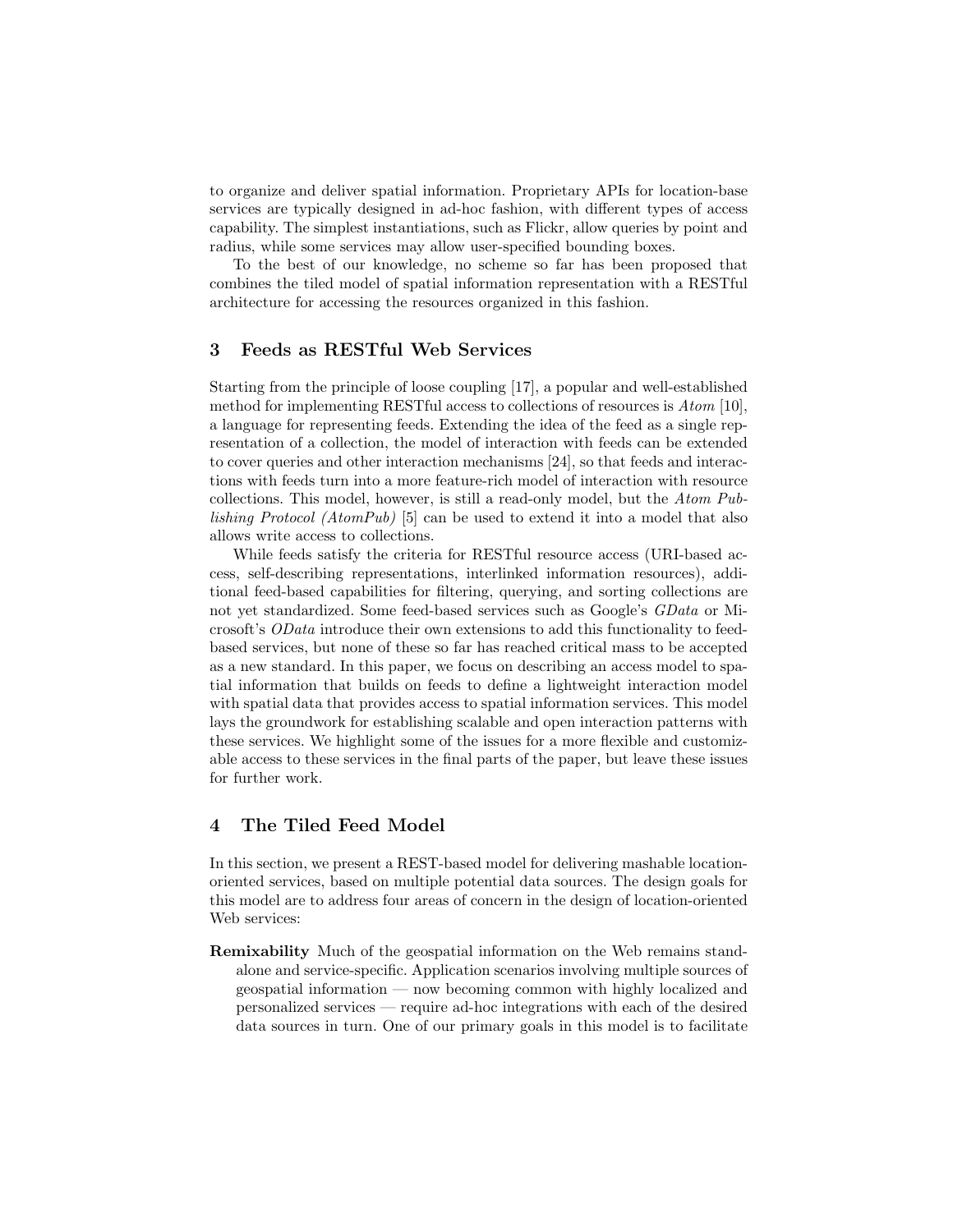to organize and deliver spatial information. Proprietary APIs for location-base services are typically designed in ad-hoc fashion, with different types of access capability. The simplest instantiations, such as Flickr, allow queries by point and radius, while some services may allow user-specified bounding boxes.

To the best of our knowledge, no scheme so far has been proposed that combines the tiled model of spatial information representation with a RESTful architecture for accessing the resources organized in this fashion.

## 3 Feeds as RESTful Web Services

Starting from the principle of loose coupling [17], a popular and well-established method for implementing RESTful access to collections of resources is *Atom* [10], a language for representing feeds. Extending the idea of the feed as a single representation of a collection, the model of interaction with feeds can be extended to cover queries and other interaction mechanisms [24], so that feeds and interactions with feeds turn into a more feature-rich model of interaction with resource collections. This model, however, is still a read-only model, but the *Atom Publishing Protocol (AtomPub)* [5] can be used to extend it into a model that also allows write access to collections.

While feeds satisfy the criteria for RESTful resource access (URI-based access, self-describing representations, interlinked information resources), additional feed-based capabilities for filtering, querying, and sorting collections are not yet standardized. Some feed-based services such as Google's *GData* or Microsoft's *OData* introduce their own extensions to add this functionality to feed-based services, but none of these so far has reached critical mass to be accepted as a new standard. In this paper, we focus on describing an access model to spatial information that builds on feeds to define a lightweight interaction model with spatial data that provides access to spatial information services. This model lays the groundwork for establishing scalable and open interaction patterns with these services. We highlight some of the issues for a more flexible and customizable access to these services in the final parts of the paper, but leave these issues for further work.

## 4 The Tiled Feed Model

In this section, we present a REST-based model for delivering mashable location-oriented services, based on multiple potential data sources. The design goals for this model are to address four areas of concern in the design of location-oriented Web services:

**Remixability** Much of the geospatial information on the Web remains standalone and service-specific. Application scenarios involving multiple sources of geospatial information — now becoming common with highly localized and personalized services — require ad-hoc integrations with each of the desired data sources in turn. One of our primary goals in this model is to facilitate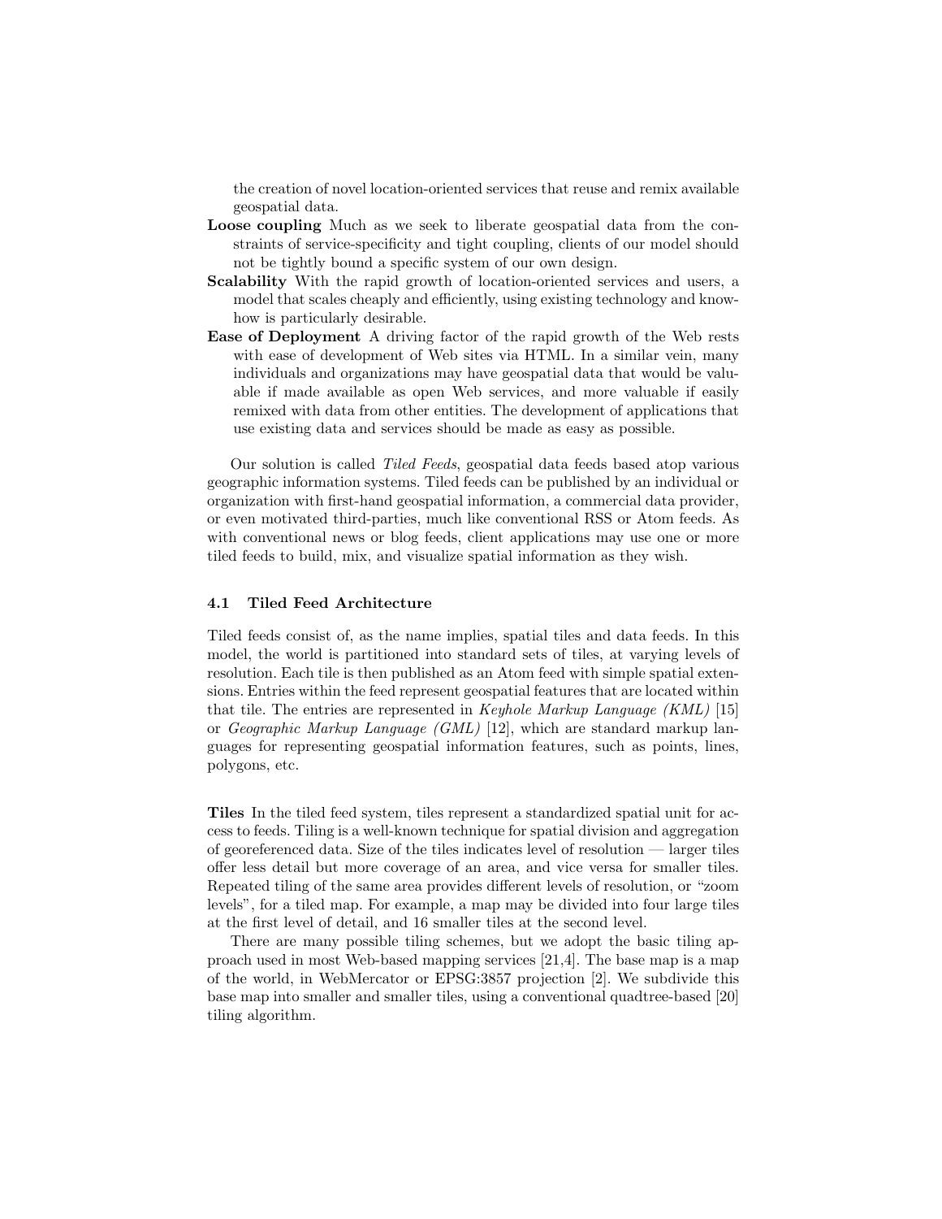the creation of novel location-oriented services that reuse and remix available geospatial data.

**Loose coupling** Much as we seek to liberate geospatial data from the constraints of service-specificity and tight coupling, clients of our model should not be tightly bound a specific system of our own design.

**Scalability** With the rapid growth of location-oriented services and users, a model that scales cheaply and efficiently, using existing technology and know-how is particularly desirable.

**Ease of Deployment** A driving factor of the rapid growth of the Web rests with ease of development of Web sites via HTML. In a similar vein, many individuals and organizations may have geospatial data that would be valuable if made available as open Web services, and more valuable if easily remixed with data from other entities. The development of applications that use existing data and services should be made as easy as possible.

Our solution is called *Tiled Feeds*, geospatial data feeds based atop various geographic information systems. Tiled feeds can be published by an individual or organization with first-hand geospatial information, a commercial data provider, or even motivated third-parties, much like conventional RSS or Atom feeds. As with conventional news or blog feeds, client applications may use one or more tiled feeds to build, mix, and visualize spatial information as they wish.

### 4.1 Tiled Feed Architecture

Tiled feeds consist of, as the name implies, spatial tiles and data feeds. In this model, the world is partitioned into standard sets of tiles, at varying levels of resolution. Each tile is then published as an Atom feed with simple spatial extensions. Entries within the feed represent geospatial features that are located within that tile. The entries are represented in *Keyhole Markup Language (KML)* [15] or *Geographic Markup Language (GML)* [12], which are standard markup languages for representing geospatial information features, such as points, lines, polygons, etc.

**Tiles** In the tiled feed system, tiles represent a standardized spatial unit for access to feeds. Tiling is a well-known technique for spatial division and aggregation of georeferenced data. Size of the tiles indicates level of resolution — larger tiles offer less detail but more coverage of an area, and vice versa for smaller tiles. Repeated tiling of the same area provides different levels of resolution, or "zoom levels", for a tiled map. For example, a map may be divided into four large tiles at the first level of detail, and 16 smaller tiles at the second level.

There are many possible tiling schemes, but we adopt the basic tiling approach used in most Web-based mapping services [21,4]. The base map is a map of the world, in WebMercator or EPSG:3857 projection [2]. We subdivide this base map into smaller and smaller tiles, using a conventional quadtree-based [20] tiling algorithm.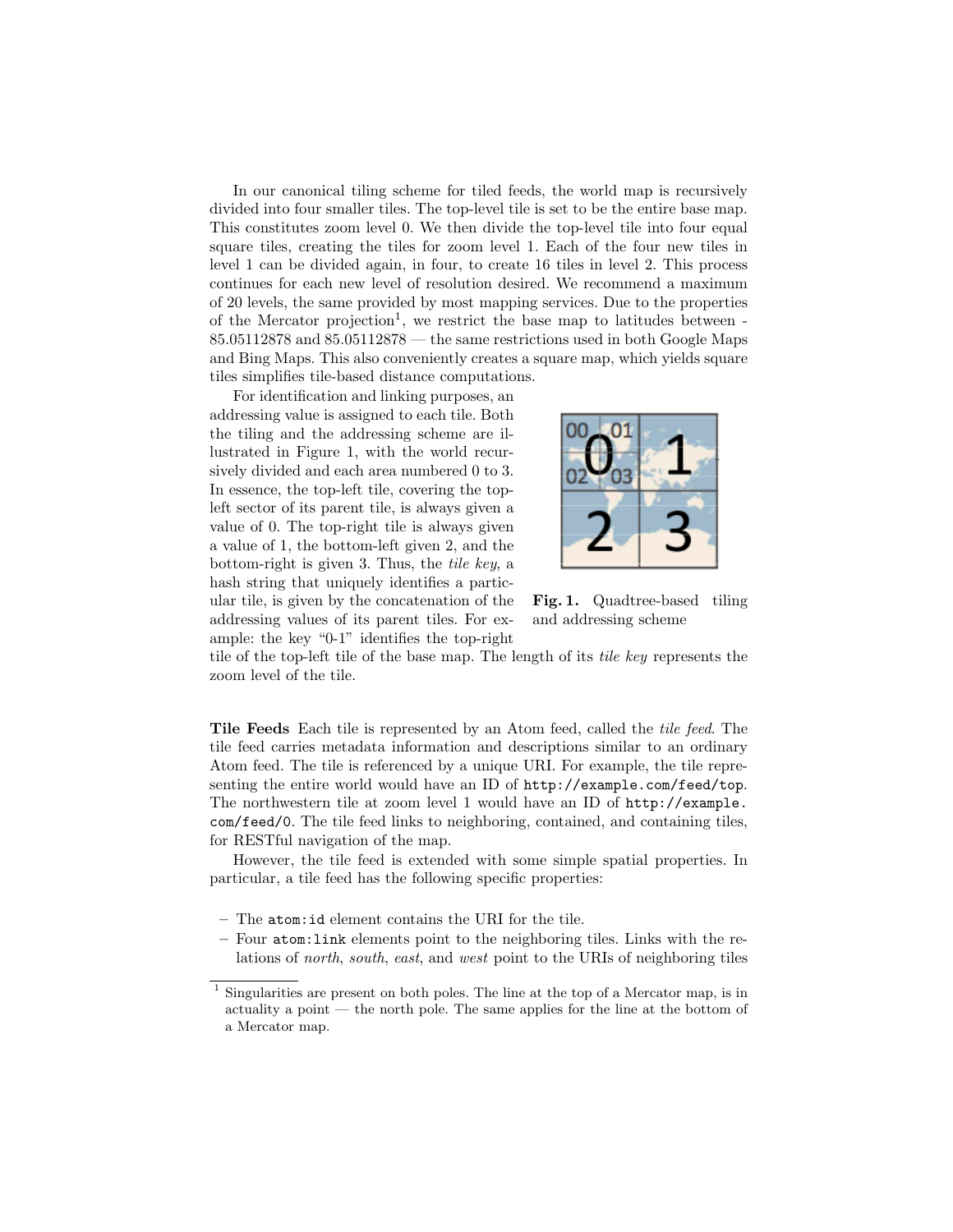In our canonical tiling scheme for tiled feeds, the world map is recursively divided into four smaller tiles. The top-level tile is set to be the entire base map. This constitutes zoom level 0. We then divide the top-level tile into four equal square tiles, creating the tiles for zoom level 1. Each of the four new tiles in level 1 can be divided again, in four, to create 16 tiles in level 2. This process continues for each new level of resolution desired. We recommend a maximum of 20 levels, the same provided by most mapping services. Due to the properties of the Mercator projection[1], we restrict the base map to latitudes between -85.05112878 and 85.05112878 — the same restrictions used in both Google Maps and Bing Maps. This also conveniently creates a square map, which yields square tiles simplifies tile-based distance computations.

For identification and linking purposes, an addressing value is assigned to each tile. Both the tiling and the addressing scheme are illustrated in Figure 1, with the world recursively divided and each area numbered 0 to 3. In essence, the top-left tile, covering the top-left sector of its parent tile, is always given a value of 0. The top-right tile is always given a value of 1, the bottom-left given 2, and the bottom-right is given 3. Thus, the *tile key*, a hash string that uniquely identifies a particular tile, is given by the concatenation of the addressing values of its parent tiles. For example: the key "0-1" identifies the top-right tile of the top-left tile of the base map. The length of its *tile key* represents the zoom level of the tile.

**Fig. 1.** Quadtree-based tiling and addressing scheme

**Tile Feeds** Each tile is represented by an Atom feed, called the *tile feed*. The tile feed carries metadata information and descriptions similar to an ordinary Atom feed. The tile is referenced by a unique URI. For example, the tile representing the entire world would have an ID of `http://example.com/feed/top`. The northwestern tile at zoom level 1 would have an ID of `http://example.com/feed/0`. The tile feed links to neighboring, contained, and containing tiles, for RESTful navigation of the map.

However, the tile feed is extended with some simple spatial properties. In particular, a tile feed has the following specific properties:

- The `atom:id` element contains the URI for the tile.
- Four `atom:link` elements point to the neighboring tiles. Links with the relations of *north*, *south*, *east*, and *west* point to the URIs of neighboring tiles

[1] Singularities are present on both poles. The line at the top of a Mercator map, is in actuality a point — the north pole. The same applies for the line at the bottom of a Mercator map.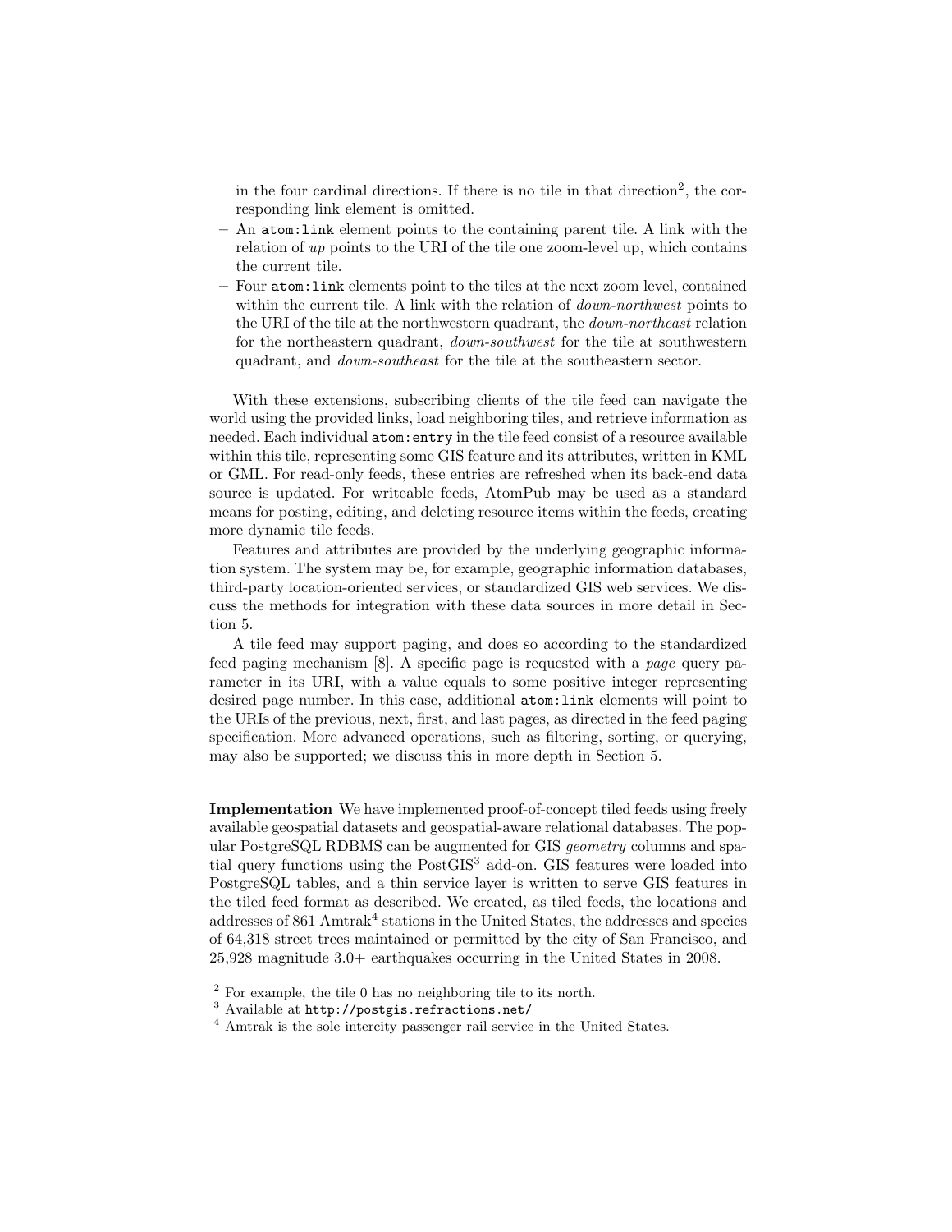in the four cardinal directions. If there is no tile in that direction[2], the corresponding link element is omitted.

- An `atom:link` element points to the containing parent tile. A link with the relation of *up* points to the URI of the tile one zoom-level up, which contains the current tile.
- Four `atom:link` elements point to the tiles at the next zoom level, contained within the current tile. A link with the relation of *down-northwest* points to the URI of the tile at the northwestern quadrant, the *down-northeast* relation for the northeastern quadrant, *down-southwest* for the tile at southwestern quadrant, and *down-southeast* for the tile at the southeastern sector.

With these extensions, subscribing clients of the tile feed can navigate the world using the provided links, load neighboring tiles, and retrieve information as needed. Each individual `atom:entry` in the tile feed consist of a resource available within this tile, representing some GIS feature and its attributes, written in KML or GML. For read-only feeds, these entries are refreshed when its back-end data source is updated. For writeable feeds, AtomPub may be used as a standard means for posting, editing, and deleting resource items within the feeds, creating more dynamic tile feeds.

Features and attributes are provided by the underlying geographic information system. The system may be, for example, geographic information databases, third-party location-oriented services, or standardized GIS web services. We discuss the methods for integration with these data sources in more detail in Section 5.

A tile feed may support paging, and does so according to the standardized feed paging mechanism [8]. A specific page is requested with a *page* query parameter in its URI, with a value equals to some positive integer representing desired page number. In this case, additional `atom:link` elements will point to the URIs of the previous, next, first, and last pages, as directed in the feed paging specification. More advanced operations, such as filtering, sorting, or querying, may also be supported; we discuss this in more depth in Section 5.

**Implementation** We have implemented proof-of-concept tiled feeds using freely available geospatial datasets and geospatial-aware relational databases. The popular PostgreSQL RDBMS can be augmented for GIS *geometry* columns and spatial query functions using the PostGIS[3] add-on. GIS features were loaded into PostgreSQL tables, and a thin service layer is written to serve GIS features in the tiled feed format as described. We created, as tiled feeds, the locations and addresses of 861 Amtrak[4] stations in the United States, the addresses and species of 64,318 street trees maintained or permitted by the city of San Francisco, and 25,928 magnitude 3.0+ earthquakes occurring in the United States in 2008.

[2] For example, the tile 0 has no neighboring tile to its north.

[3] Available at `http://postgis.refractions.net/`

[4] Amtrak is the sole intercity passenger rail service in the United States.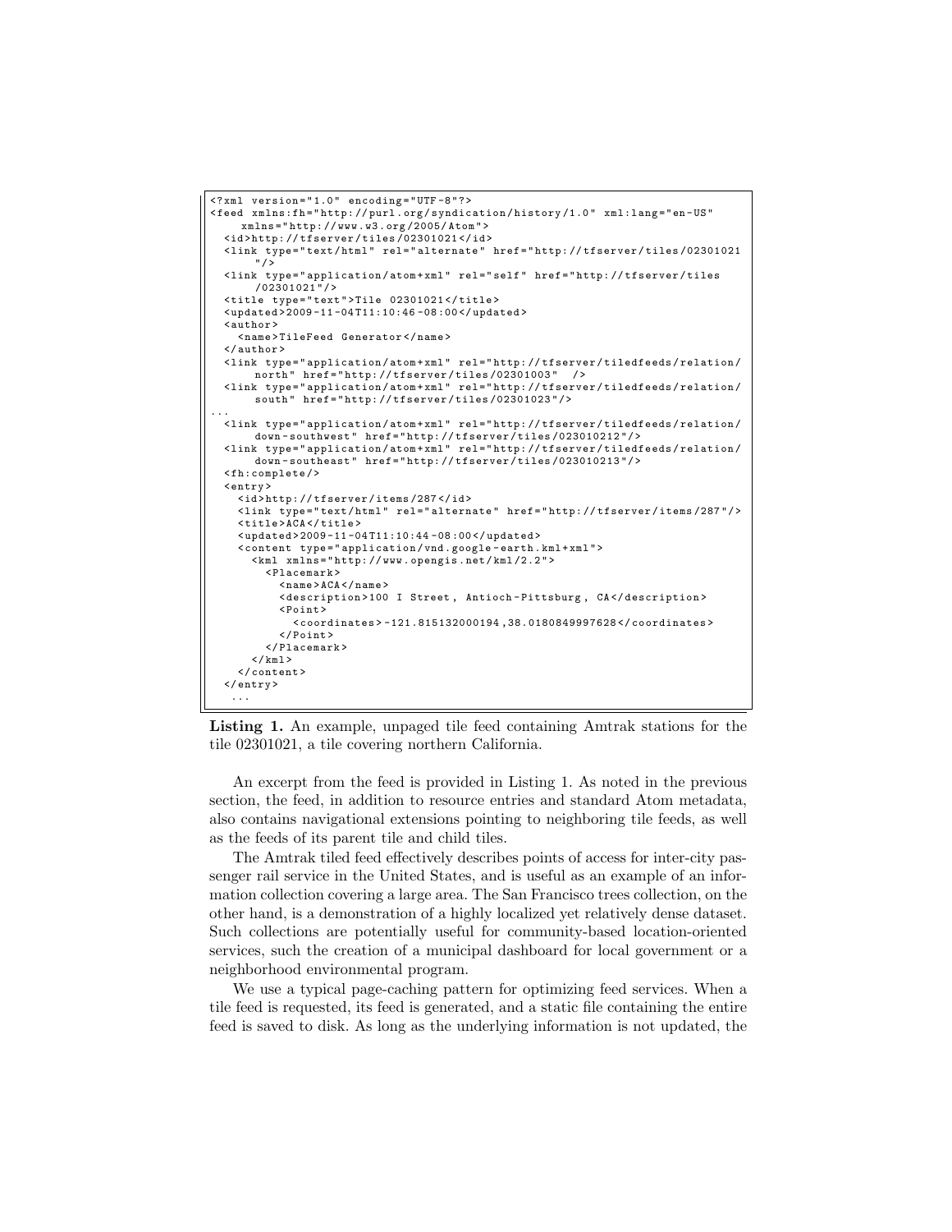```
<?xml version="1.0" encoding="UTF-8"?>
<feed xmlns:fh="http://purl.org/syndication/history/1.0" xml:lang="en-US"
     xmlns="http://www.w3.org/2005/Atom">
  <id>http://tfserver/tiles/02301021</id>
  <link type="text/html" rel="alternate" href="http://tfserver/tiles/02301021
      "/>
  <link type="application/atom+xml" rel="self" href="http://tfserver/tiles
      /02301021"/>
  <title type="text">Tile 02301021</title>
  <updated>2009-11-04T11:10:46-08:00</updated>
  <author>
    <name>TileFeed Generator</name>
  </author>
  <link type="application/atom+xml" rel="http://tfserver/tiledfeeds/relation/
      north" href="http://tfserver/tiles/02301003"  />
  <link type="application/atom+xml" rel="http://tfserver/tiledfeeds/relation/
      south" href="http://tfserver/tiles/02301023"/>
...
  <link type="application/atom+xml" rel="http://tfserver/tiledfeeds/relation/
      down-southwest" href="http://tfserver/tiles/023010212"/>
  <link type="application/atom+xml" rel="http://tfserver/tiledfeeds/relation/
      down-southeast" href="http://tfserver/tiles/023010213"/>
  <fh:complete/>
  <entry>
    <id>http://tfserver/items/287</id>
    <link type="text/html" rel="alternate" href="http://tfserver/items/287"/>
    <title>ACA</title>
    <updated>2009-11-04T11:10:44-08:00</updated>
    <content type="application/vnd.google-earth.kml+xml">
      <kml xmlns="http://www.opengis.net/kml/2.2">
        <Placemark>
          <name>ACA</name>
          <description>100 I Street, Antioch-Pittsburg, CA</description>
          <Point>
            <coordinates>-121.815132000194,38.0180849997628</coordinates>
          </Point>
        </Placemark>
      </kml>
    </content>
  </entry>
   ...
```

**Listing 1.** An example, unpaged tile feed containing Amtrak stations for the tile 02301021, a tile covering northern California.

An excerpt from the feed is provided in Listing 1. As noted in the previous section, the feed, in addition to resource entries and standard Atom metadata, also contains navigational extensions pointing to neighboring tile feeds, as well as the feeds of its parent tile and child tiles.

The Amtrak tiled feed effectively describes points of access for inter-city passenger rail service in the United States, and is useful as an example of an information collection covering a large area. The San Francisco trees collection, on the other hand, is a demonstration of a highly localized yet relatively dense dataset. Such collections are potentially useful for community-based location-oriented services, such the creation of a municipal dashboard for local government or a neighborhood environmental program.

We use a typical page-caching pattern for optimizing feed services. When a tile feed is requested, its feed is generated, and a static file containing the entire feed is saved to disk. As long as the underlying information is not updated, the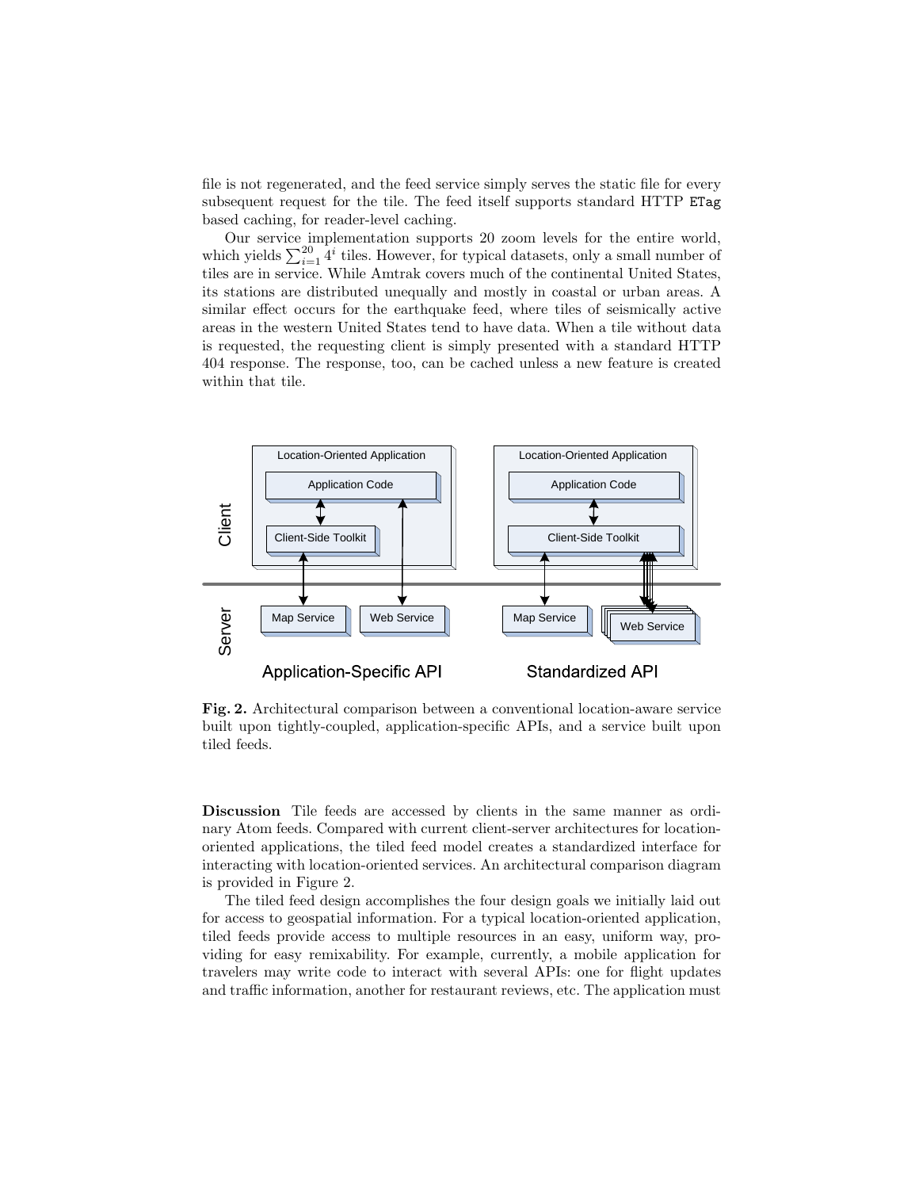file is not regenerated, and the feed service simply serves the static file for every subsequent request for the tile. The feed itself supports standard HTTP `ETag` based caching, for reader-level caching.

Our service implementation supports 20 zoom levels for the entire world, which yields $\sum_{i=1}^{20} 4^i$ tiles. However, for typical datasets, only a small number of tiles are in service. While Amtrak covers much of the continental United States, its stations are distributed unequally and mostly in coastal or urban areas. A similar effect occurs for the earthquake feed, where tiles of seismically active areas in the western United States tend to have data. When a tile without data is requested, the requesting client is simply presented with a standard HTTP 404 response. The response, too, can be cached unless a new feature is created within that tile.

**Fig. 2.** Architectural comparison between a conventional location-aware service built upon tightly-coupled, application-specific APIs, and a service built upon tiled feeds.

**Discussion** Tile feeds are accessed by clients in the same manner as ordinary Atom feeds. Compared with current client-server architectures for location-oriented applications, the tiled feed model creates a standardized interface for interacting with location-oriented services. An architectural comparison diagram is provided in Figure 2.

The tiled feed design accomplishes the four design goals we initially laid out for access to geospatial information. For a typical location-oriented application, tiled feeds provide access to multiple resources in an easy, uniform way, providing for easy remixability. For example, currently, a mobile application for travelers may write code to interact with several APIs: one for flight updates and traffic information, another for restaurant reviews, etc. The application must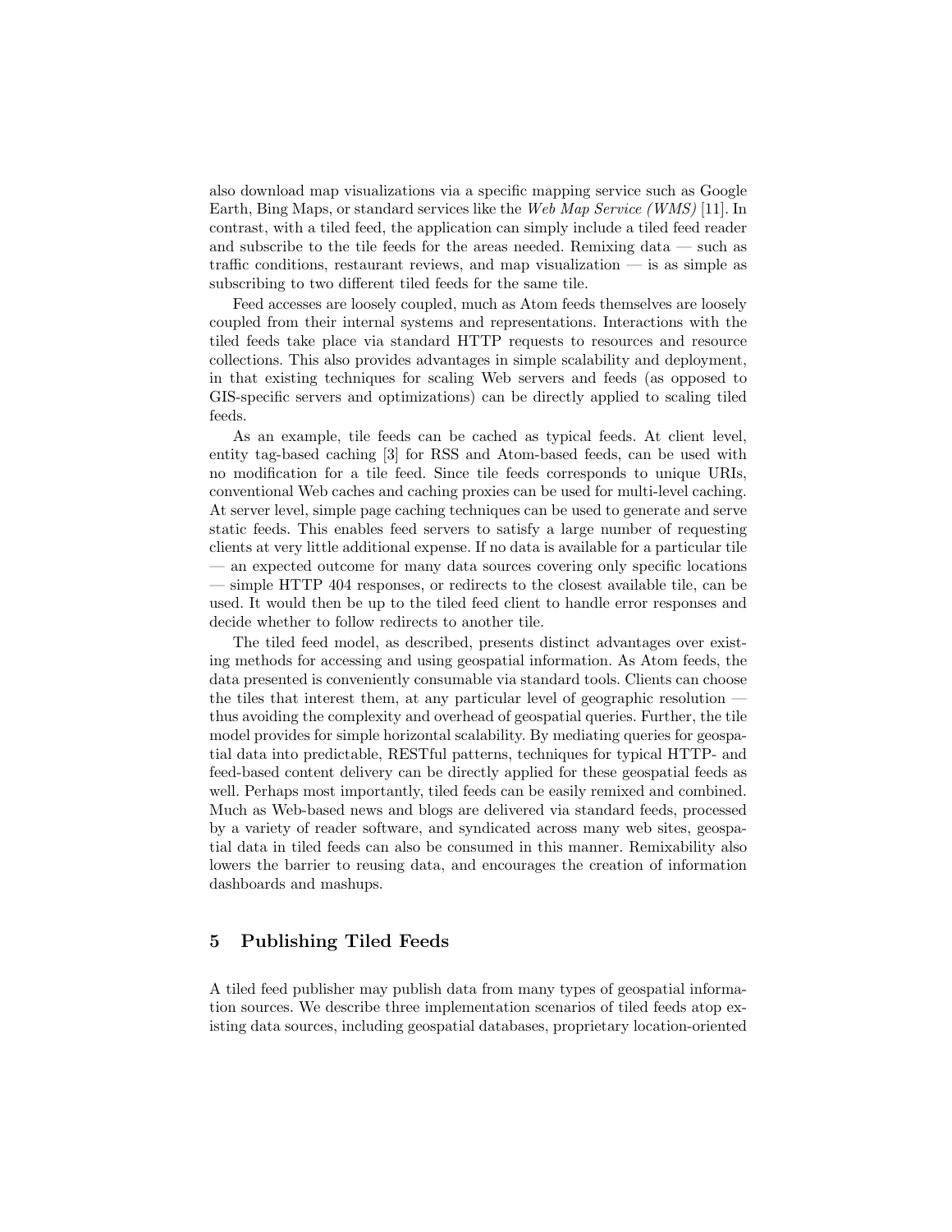also download map visualizations via a specific mapping service such as Google Earth, Bing Maps, or standard services like the *Web Map Service (WMS)* [11]. In contrast, with a tiled feed, the application can simply include a tiled feed reader and subscribe to the tile feeds for the areas needed. Remixing data — such as traffic conditions, restaurant reviews, and map visualization — is as simple as subscribing to two different tiled feeds for the same tile.

Feed accesses are loosely coupled, much as Atom feeds themselves are loosely coupled from their internal systems and representations. Interactions with the tiled feeds take place via standard HTTP requests to resources and resource collections. This also provides advantages in simple scalability and deployment, in that existing techniques for scaling Web servers and feeds (as opposed to GIS-specific servers and optimizations) can be directly applied to scaling tiled feeds.

As an example, tile feeds can be cached as typical feeds. At client level, entity tag-based caching [3] for RSS and Atom-based feeds, can be used with no modification for a tile feed. Since tile feeds corresponds to unique URIs, conventional Web caches and caching proxies can be used for multi-level caching. At server level, simple page caching techniques can be used to generate and serve static feeds. This enables feed servers to satisfy a large number of requesting clients at very little additional expense. If no data is available for a particular tile — an expected outcome for many data sources covering only specific locations — simple HTTP 404 responses, or redirects to the closest available tile, can be used. It would then be up to the tiled feed client to handle error responses and decide whether to follow redirects to another tile.

The tiled feed model, as described, presents distinct advantages over existing methods for accessing and using geospatial information. As Atom feeds, the data presented is conveniently consumable via standard tools. Clients can choose the tiles that interest them, at any particular level of geographic resolution — thus avoiding the complexity and overhead of geospatial queries. Further, the tile model provides for simple horizontal scalability. By mediating queries for geospatial data into predictable, RESTful patterns, techniques for typical HTTP- and feed-based content delivery can be directly applied for these geospatial feeds as well. Perhaps most importantly, tiled feeds can be easily remixed and combined. Much as Web-based news and blogs are delivered via standard feeds, processed by a variety of reader software, and syndicated across many web sites, geospatial data in tiled feeds can also be consumed in this manner. Remixability also lowers the barrier to reusing data, and encourages the creation of information dashboards and mashups.

## 5 Publishing Tiled Feeds

A tiled feed publisher may publish data from many types of geospatial information sources. We describe three implementation scenarios of tiled feeds atop existing data sources, including geospatial databases, proprietary location-oriented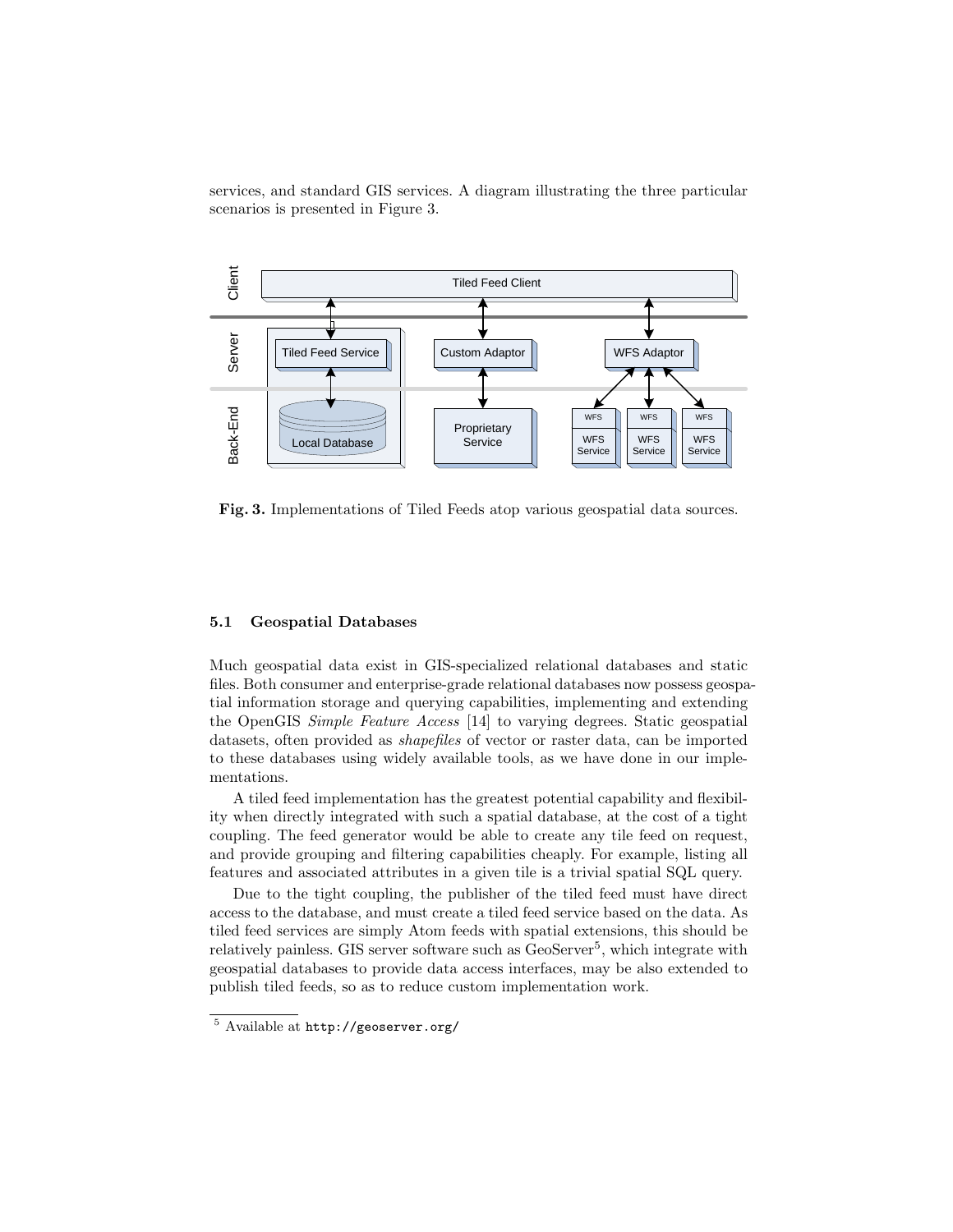services, and standard GIS services. A diagram illustrating the three particular scenarios is presented in Figure 3.

**Fig. 3.** Implementations of Tiled Feeds atop various geospatial data sources.

### 5.1 Geospatial Databases

Much geospatial data exist in GIS-specialized relational databases and static files. Both consumer and enterprise-grade relational databases now possess geospatial information storage and querying capabilities, implementing and extending the OpenGIS *Simple Feature Access* [14] to varying degrees. Static geospatial datasets, often provided as *shapefiles* of vector or raster data, can be imported to these databases using widely available tools, as we have done in our implementations.

A tiled feed implementation has the greatest potential capability and flexibility when directly integrated with such a spatial database, at the cost of a tight coupling. The feed generator would be able to create any tile feed on request, and provide grouping and filtering capabilities cheaply. For example, listing all features and associated attributes in a given tile is a trivial spatial SQL query.

Due to the tight coupling, the publisher of the tiled feed must have direct access to the database, and must create a tiled feed service based on the data. As tiled feed services are simply Atom feeds with spatial extensions, this should be relatively painless. GIS server software such as GeoServer[5], which integrate with geospatial databases to provide data access interfaces, may be also extended to publish tiled feeds, so as to reduce custom implementation work.

[5] Available at `http://geoserver.org/`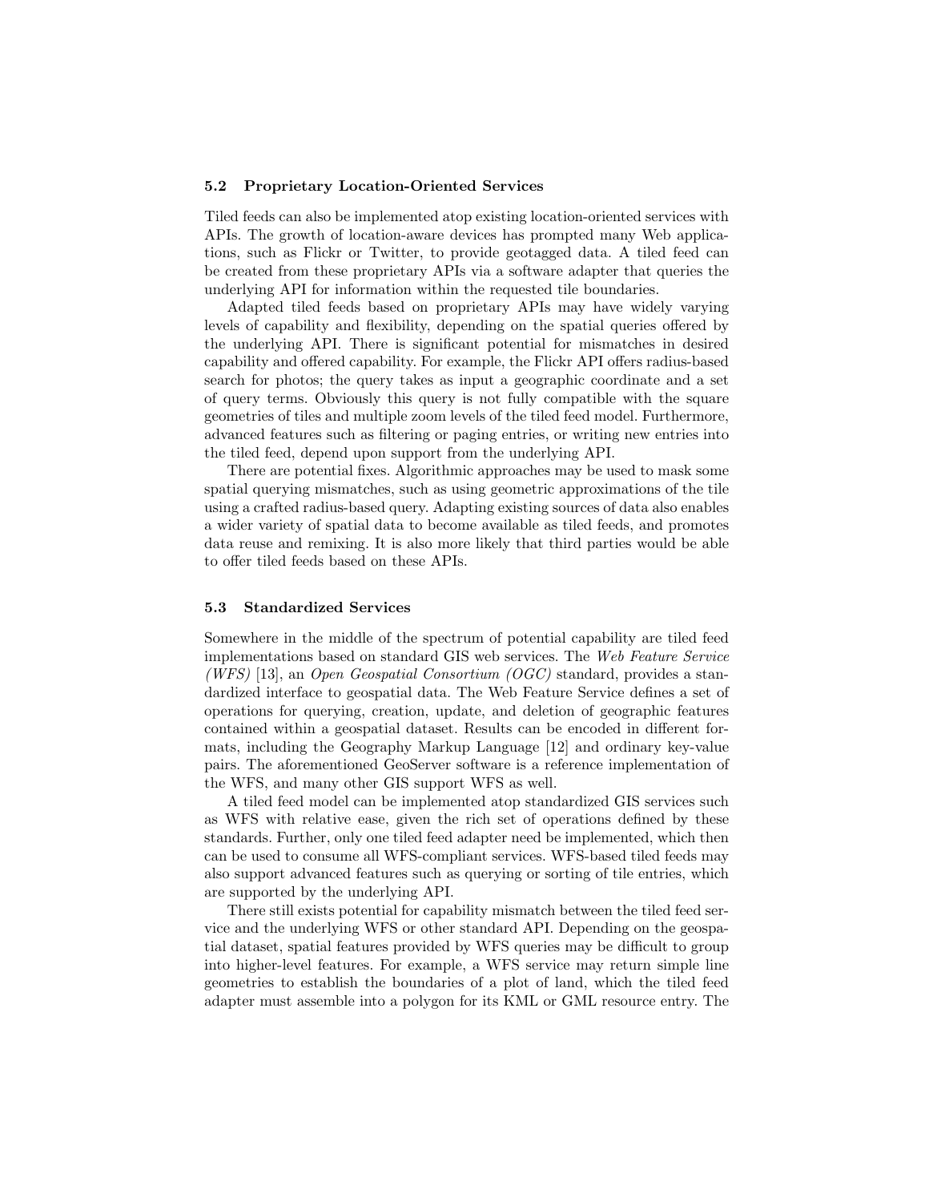### 5.2 Proprietary Location-Oriented Services

Tiled feeds can also be implemented atop existing location-oriented services with APIs. The growth of location-aware devices has prompted many Web applications, such as Flickr or Twitter, to provide geotagged data. A tiled feed can be created from these proprietary APIs via a software adapter that queries the underlying API for information within the requested tile boundaries.

Adapted tiled feeds based on proprietary APIs may have widely varying levels of capability and flexibility, depending on the spatial queries offered by the underlying API. There is significant potential for mismatches in desired capability and offered capability. For example, the Flickr API offers radius-based search for photos; the query takes as input a geographic coordinate and a set of query terms. Obviously this query is not fully compatible with the square geometries of tiles and multiple zoom levels of the tiled feed model. Furthermore, advanced features such as filtering or paging entries, or writing new entries into the tiled feed, depend upon support from the underlying API.

There are potential fixes. Algorithmic approaches may be used to mask some spatial querying mismatches, such as using geometric approximations of the tile using a crafted radius-based query. Adapting existing sources of data also enables a wider variety of spatial data to become available as tiled feeds, and promotes data reuse and remixing. It is also more likely that third parties would be able to offer tiled feeds based on these APIs.

### 5.3 Standardized Services

Somewhere in the middle of the spectrum of potential capability are tiled feed implementations based on standard GIS web services. The *Web Feature Service (WFS)* [13], an *Open Geospatial Consortium (OGC)* standard, provides a standardized interface to geospatial data. The Web Feature Service defines a set of operations for querying, creation, update, and deletion of geographic features contained within a geospatial dataset. Results can be encoded in different formats, including the Geography Markup Language [12] and ordinary key-value pairs. The aforementioned GeoServer software is a reference implementation of the WFS, and many other GIS support WFS as well.

A tiled feed model can be implemented atop standardized GIS services such as WFS with relative ease, given the rich set of operations defined by these standards. Further, only one tiled feed adapter need be implemented, which then can be used to consume all WFS-compliant services. WFS-based tiled feeds may also support advanced features such as querying or sorting of tile entries, which are supported by the underlying API.

There still exists potential for capability mismatch between the tiled feed service and the underlying WFS or other standard API. Depending on the geospatial dataset, spatial features provided by WFS queries may be difficult to group into higher-level features. For example, a WFS service may return simple line geometries to establish the boundaries of a plot of land, which the tiled feed adapter must assemble into a polygon for its KML or GML resource entry. The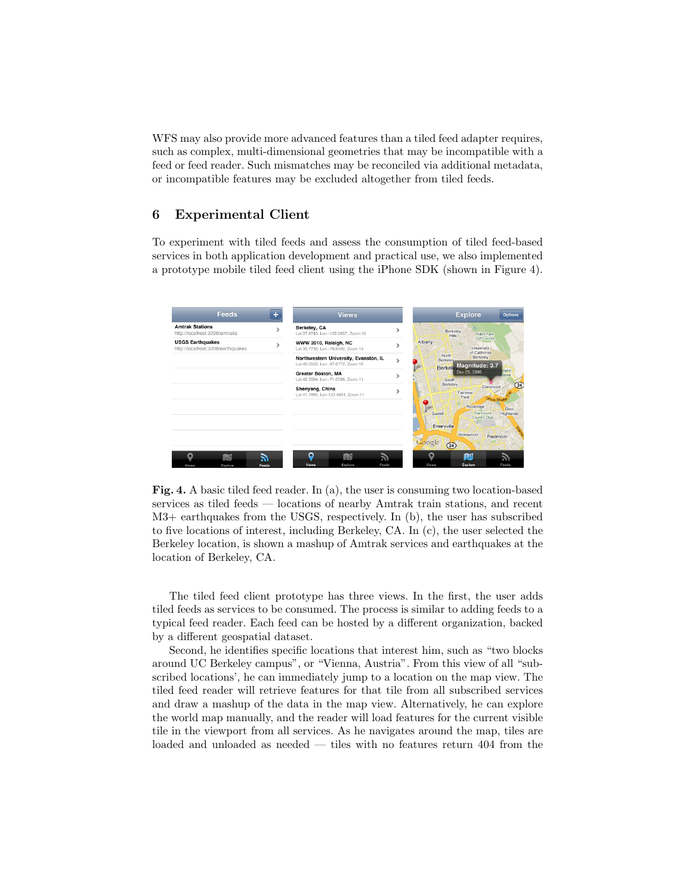WFS may also provide more advanced features than a tiled feed adapter requires, such as complex, multi-dimensional geometries that may be incompatible with a feed or feed reader. Such mismatches may be reconciled via additional metadata, or incompatible features may be excluded altogether from tiled feeds.

## 6 Experimental Client

To experiment with tiled feeds and assess the consumption of tiled feed-based services in both application development and practical use, we also implemented a prototype mobile tiled feed client using the iPhone SDK (shown in Figure 4).

**Fig. 4.** A basic tiled feed reader. In (a), the user is consuming two location-based services as tiled feeds — locations of nearby Amtrak train stations, and recent M3+ earthquakes from the USGS, respectively. In (b), the user has subscribed to five locations of interest, including Berkeley, CA. In (c), the user selected the Berkeley location, is shown a mashup of Amtrak services and earthquakes at the location of Berkeley, CA.

The tiled feed client prototype has three views. In the first, the user adds tiled feeds as services to be consumed. The process is similar to adding feeds to a typical feed reader. Each feed can be hosted by a different organization, backed by a different geospatial dataset.

Second, he identifies specific locations that interest him, such as "two blocks around UC Berkeley campus", or "Vienna, Austria". From this view of all "subscribed locations', he can immediately jump to a location on the map view. The tiled feed reader will retrieve features for that tile from all subscribed services and draw a mashup of the data in the map view. Alternatively, he can explore the world map manually, and the reader will load features for the current visible tile in the viewport from all services. As he navigates around the map, tiles are loaded and unloaded as needed — tiles with no features return 404 from the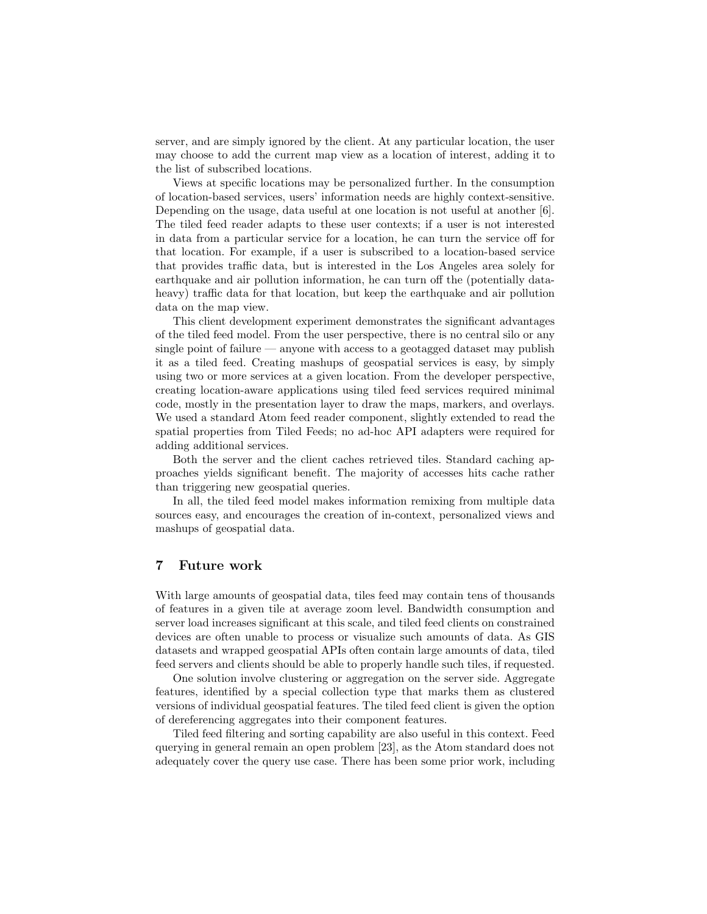server, and are simply ignored by the client. At any particular location, the user may choose to add the current map view as a location of interest, adding it to the list of subscribed locations.

Views at specific locations may be personalized further. In the consumption of location-based services, users' information needs are highly context-sensitive. Depending on the usage, data useful at one location is not useful at another [6]. The tiled feed reader adapts to these user contexts; if a user is not interested in data from a particular service for a location, he can turn the service off for that location. For example, if a user is subscribed to a location-based service that provides traffic data, but is interested in the Los Angeles area solely for earthquake and air pollution information, he can turn off the (potentially data-heavy) traffic data for that location, but keep the earthquake and air pollution data on the map view.

This client development experiment demonstrates the significant advantages of the tiled feed model. From the user perspective, there is no central silo or any single point of failure — anyone with access to a geotagged dataset may publish it as a tiled feed. Creating mashups of geospatial services is easy, by simply using two or more services at a given location. From the developer perspective, creating location-aware applications using tiled feed services required minimal code, mostly in the presentation layer to draw the maps, markers, and overlays. We used a standard Atom feed reader component, slightly extended to read the spatial properties from Tiled Feeds; no ad-hoc API adapters were required for adding additional services.

Both the server and the client caches retrieved tiles. Standard caching approaches yields significant benefit. The majority of accesses hits cache rather than triggering new geospatial queries.

In all, the tiled feed model makes information remixing from multiple data sources easy, and encourages the creation of in-context, personalized views and mashups of geospatial data.

## 7 Future work

With large amounts of geospatial data, tiles feed may contain tens of thousands of features in a given tile at average zoom level. Bandwidth consumption and server load increases significant at this scale, and tiled feed clients on constrained devices are often unable to process or visualize such amounts of data. As GIS datasets and wrapped geospatial APIs often contain large amounts of data, tiled feed servers and clients should be able to properly handle such tiles, if requested.

One solution involve clustering or aggregation on the server side. Aggregate features, identified by a special collection type that marks them as clustered versions of individual geospatial features. The tiled feed client is given the option of dereferencing aggregates into their component features.

Tiled feed filtering and sorting capability are also useful in this context. Feed querying in general remain an open problem [23], as the Atom standard does not adequately cover the query use case. There has been some prior work, including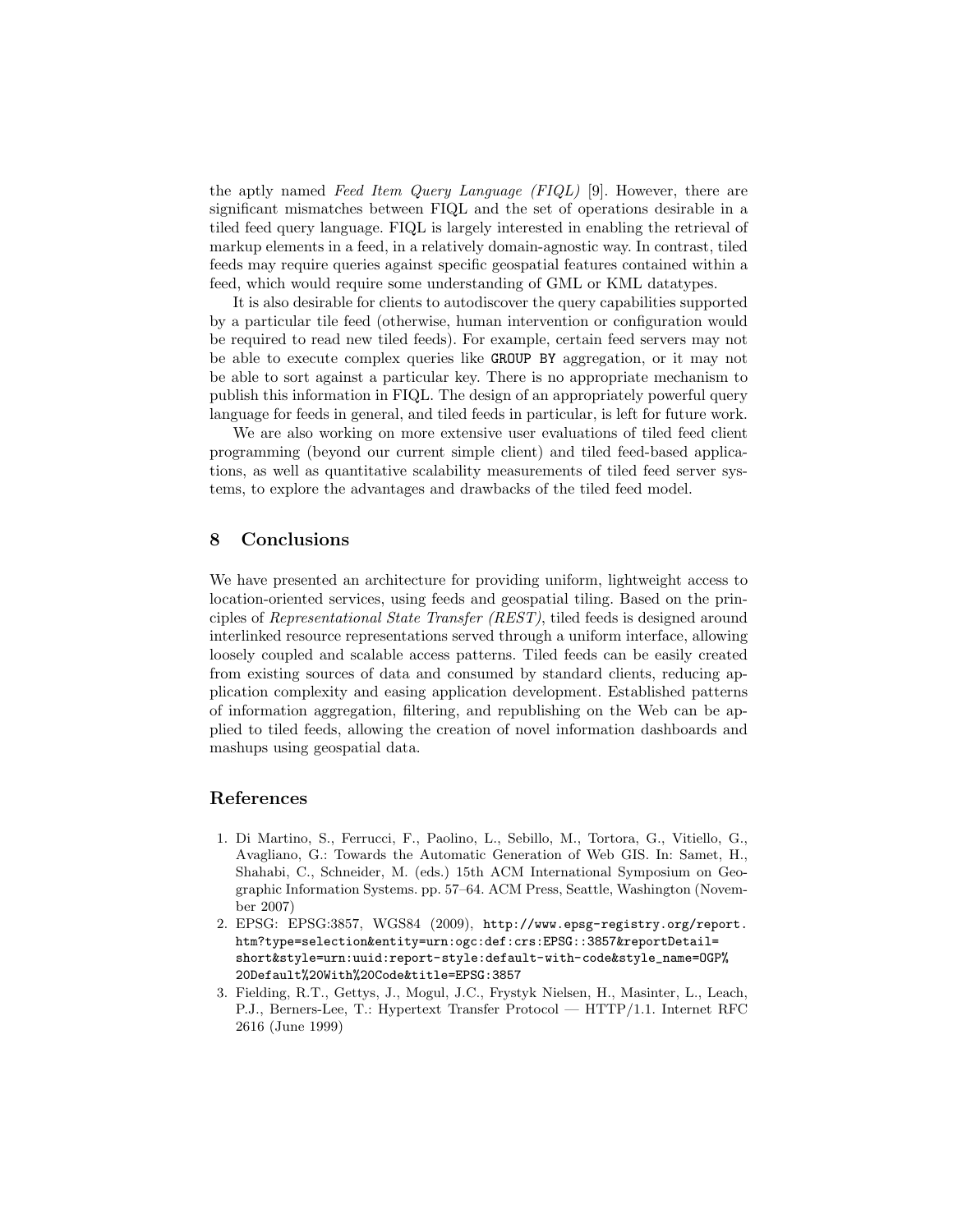the aptly named *Feed Item Query Language (FIQL)* [9]. However, there are significant mismatches between FIQL and the set of operations desirable in a tiled feed query language. FIQL is largely interested in enabling the retrieval of markup elements in a feed, in a relatively domain-agnostic way. In contrast, tiled feeds may require queries against specific geospatial features contained within a feed, which would require some understanding of GML or KML datatypes.

It is also desirable for clients to autodiscover the query capabilities supported by a particular tile feed (otherwise, human intervention or configuration would be required to read new tiled feeds). For example, certain feed servers may not be able to execute complex queries like `GROUP BY` aggregation, or it may not be able to sort against a particular key. There is no appropriate mechanism to publish this information in FIQL. The design of an appropriately powerful query language for feeds in general, and tiled feeds in particular, is left for future work.

We are also working on more extensive user evaluations of tiled feed client programming (beyond our current simple client) and tiled feed-based applications, as well as quantitative scalability measurements of tiled feed server systems, to explore the advantages and drawbacks of the tiled feed model.

## 8 Conclusions

We have presented an architecture for providing uniform, lightweight access to location-oriented services, using feeds and geospatial tiling. Based on the principles of *Representational State Transfer (REST)*, tiled feeds is designed around interlinked resource representations served through a uniform interface, allowing loosely coupled and scalable access patterns. Tiled feeds can be easily created from existing sources of data and consumed by standard clients, reducing application complexity and easing application development. Established patterns of information aggregation, filtering, and republishing on the Web can be applied to tiled feeds, allowing the creation of novel information dashboards and mashups using geospatial data.

## References

1. Di Martino, S., Ferrucci, F., Paolino, L., Sebillo, M., Tortora, G., Vitiello, G., Avagliano, G.: Towards the Automatic Generation of Web GIS. In: Samet, H., Shahabi, C., Schneider, M. (eds.) 15th ACM International Symposium on Geographic Information Systems. pp. 57–64. ACM Press, Seattle, Washington (November 2007)
2. EPSG: EPSG:3857, WGS84 (2009), `http://www.epsg-registry.org/report.htm?type=selection&entity=urn:ogc:def:crs:EPSG::3857&reportDetail=short&style=urn:uuid:report-style:default-with-code&style_name=OGP%20Default%20With%20Code&title=EPSG:3857`
3. Fielding, R.T., Gettys, J., Mogul, J.C., Frystyk Nielsen, H., Masinter, L., Leach, P.J., Berners-Lee, T.: Hypertext Transfer Protocol — HTTP/1.1. Internet RFC 2616 (June 1999)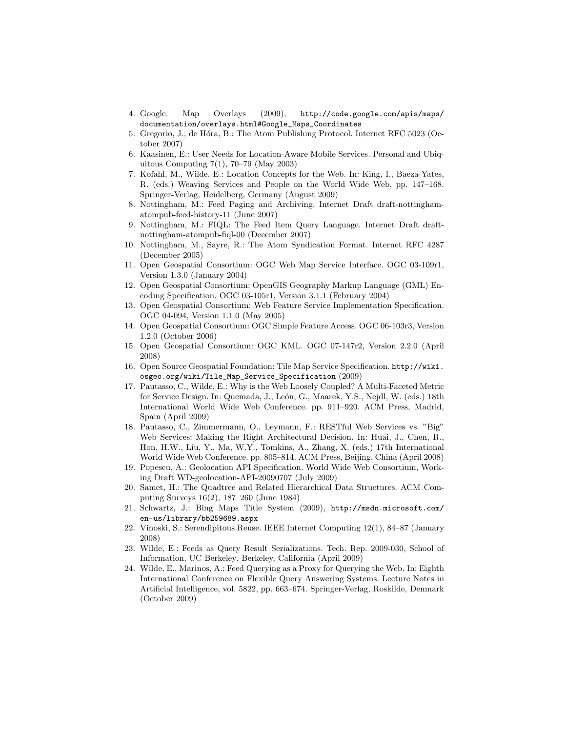4. Google: Map Overlays (2009), http://code.google.com/apis/maps/documentation/overlays.html#Google_Maps_Coordinates
5. Gregorio, J., de Hóra, B.: The Atom Publishing Protocol. Internet RFC 5023 (October 2007)
6. Kaasinen, E.: User Needs for Location-Aware Mobile Services. Personal and Ubiquitous Computing 7(1), 70–79 (May 2003)
7. Kofahl, M., Wilde, E.: Location Concepts for the Web. In: King, I., Baeza-Yates, R. (eds.) Weaving Services and People on the World Wide Web, pp. 147–168. Springer-Verlag, Heidelberg, Germany (August 2009)
8. Nottingham, M.: Feed Paging and Archiving. Internet Draft draft-nottingham-atompub-feed-history-11 (June 2007)
9. Nottingham, M.: FIQL: The Feed Item Query Language. Internet Draft draft-nottingham-atompub-fiql-00 (December 2007)
10. Nottingham, M., Sayre, R.: The Atom Syndication Format. Internet RFC 4287 (December 2005)
11. Open Geospatial Consortium: OGC Web Map Service Interface. OGC 03-109r1, Version 1.3.0 (January 2004)
12. Open Geospatial Consortium: OpenGIS Geography Markup Language (GML) Encoding Specification. OGC 03-105r1, Version 3.1.1 (February 2004)
13. Open Geospatial Consortium: Web Feature Service Implementation Specification. OGC 04-094, Version 1.1.0 (May 2005)
14. Open Geospatial Consortium: OGC Simple Feature Access. OGC 06-103r3, Version 1.2.0 (October 2006)
15. Open Geospatial Consortium: OGC KML. OGC 07-147r2, Version 2.2.0 (April 2008)
16. Open Source Geospatial Foundation: Tile Map Service Specification. http://wiki.osgeo.org/wiki/Tile_Map_Service_Specification (2009)
17. Pautasso, C., Wilde, E.: Why is the Web Loosely Coupled? A Multi-Faceted Metric for Service Design. In: Quemada, J., León, G., Maarek, Y.S., Nejdl, W. (eds.) 18th International World Wide Web Conference. pp. 911–920. ACM Press, Madrid, Spain (April 2009)
18. Pautasso, C., Zimmermann, O., Leymann, F.: RESTful Web Services vs. "Big" Web Services: Making the Right Architectural Decision. In: Huai, J., Chen, R., Hon, H.W., Liu, Y., Ma, W.Y., Tomkins, A., Zhang, X. (eds.) 17th International World Wide Web Conference. pp. 805–814. ACM Press, Beijing, China (April 2008)
19. Popescu, A.: Geolocation API Specification. World Wide Web Consortium, Working Draft WD-geolocation-API-20090707 (July 2009)
20. Samet, H.: The Quadtree and Related Hierarchical Data Structures. ACM Computing Surveys 16(2), 187–260 (June 1984)
21. Schwartz, J.: Bing Maps Title System (2009), http://msdn.microsoft.com/en-us/library/bb259689.aspx
22. Vinoski, S.: Serendipitous Reuse. IEEE Internet Computing 12(1), 84–87 (January 2008)
23. Wilde, E.: Feeds as Query Result Serializations. Tech. Rep. 2009-030, School of Information, UC Berkeley, Berkeley, California (April 2009)
24. Wilde, E., Marinos, A.: Feed Querying as a Proxy for Querying the Web. In: Eighth International Conference on Flexible Query Answering Systems. Lecture Notes in Artificial Intelligence, vol. 5822, pp. 663–674. Springer-Verlag, Roskilde, Denmark (October 2009)